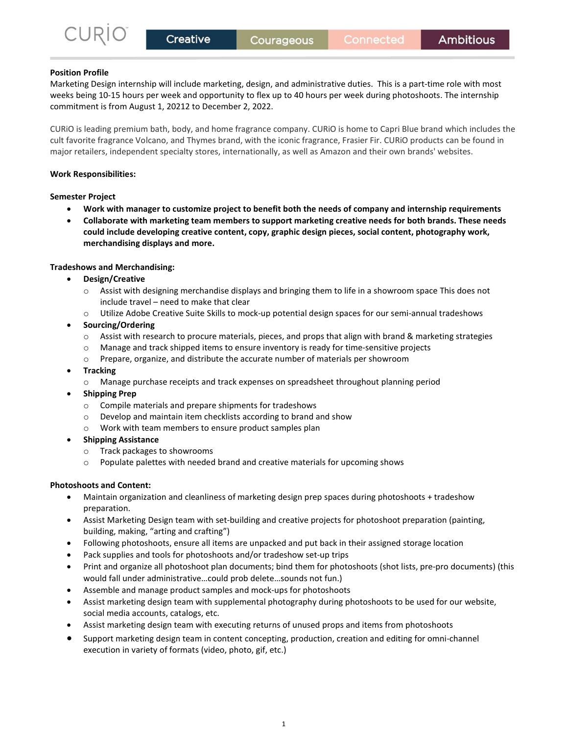CURiO | Creative | Courageous | Connected | Ambitious

**Position Profile**
Marketing Design internship will include marketing, design, and administrative duties. This is a part-time role with most weeks being 10-15 hours per week and opportunity to flex up to 40 hours per week during photoshoots. The internship commitment is from August 1, 20212 to December 2, 2022.

CURiO is leading premium bath, body, and home fragrance company. CURiO is home to Capri Blue brand which includes the cult favorite fragrance Volcano, and Thymes brand, with the iconic fragrance, Frasier Fir. CURiO products can be found in major retailers, independent specialty stores, internationally, as well as Amazon and their own brands' websites.

**Work Responsibilities:**

**Semester Project**

- **Work with manager to customize project to benefit both the needs of company and internship requirements**
- **Collaborate with marketing team members to support marketing creative needs for both brands. These needs could include developing creative content, copy, graphic design pieces, social content, photography work, merchandising displays and more.**

**Tradeshows and Merchandising:**

- **Design/Creative**
  - Assist with designing merchandise displays and bringing them to life in a showroom space This does not include travel – need to make that clear
  - Utilize Adobe Creative Suite Skills to mock-up potential design spaces for our semi-annual tradeshows
- **Sourcing/Ordering**
  - Assist with research to procure materials, pieces, and props that align with brand & marketing strategies
  - Manage and track shipped items to ensure inventory is ready for time-sensitive projects
  - Prepare, organize, and distribute the accurate number of materials per showroom
- **Tracking**
  - Manage purchase receipts and track expenses on spreadsheet throughout planning period
- **Shipping Prep**
  - Compile materials and prepare shipments for tradeshows
  - Develop and maintain item checklists according to brand and show
  - Work with team members to ensure product samples plan
- **Shipping Assistance**
  - Track packages to showrooms
  - Populate palettes with needed brand and creative materials for upcoming shows

**Photoshoots and Content:**

- Maintain organization and cleanliness of marketing design prep spaces during photoshoots + tradeshow preparation.
- Assist Marketing Design team with set-building and creative projects for photoshoot preparation (painting, building, making, "arting and crafting")
- Following photoshoots, ensure all items are unpacked and put back in their assigned storage location
- Pack supplies and tools for photoshoots and/or tradeshow set-up trips
- Print and organize all photoshoot plan documents; bind them for photoshoots (shot lists, pre-pro documents) (this would fall under administrative…could prob delete…sounds not fun.)
- Assemble and manage product samples and mock-ups for photoshoots
- Assist marketing design team with supplemental photography during photoshoots to be used for our website, social media accounts, catalogs, etc.
- Assist marketing design team with executing returns of unused props and items from photoshoots
- Support marketing design team in content concepting, production, creation and editing for omni-channel execution in variety of formats (video, photo, gif, etc.)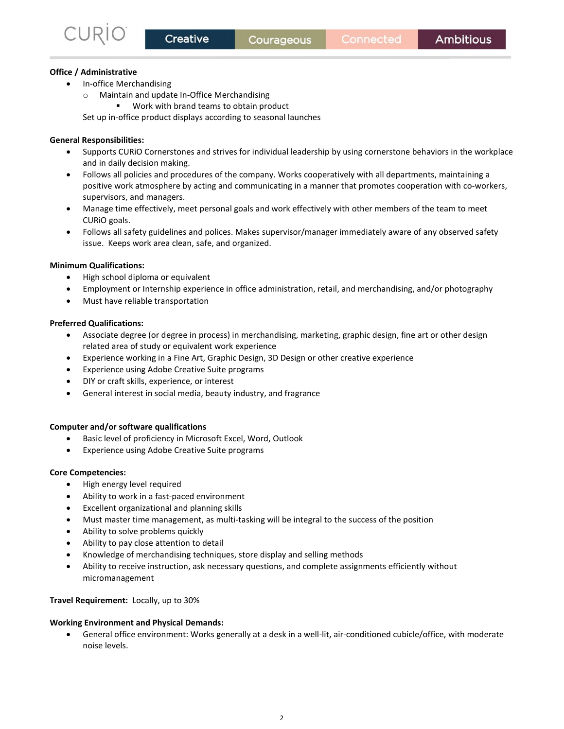**Office / Administrative**

- In-office Merchandising
  - Maintain and update In-Office Merchandising
    - Work with brand teams to obtain product

  Set up in-office product displays according to seasonal launches

**General Responsibilities:**

- Supports CURiO Cornerstones and strives for individual leadership by using cornerstone behaviors in the workplace and in daily decision making.
- Follows all policies and procedures of the company. Works cooperatively with all departments, maintaining a positive work atmosphere by acting and communicating in a manner that promotes cooperation with co-workers, supervisors, and managers.
- Manage time effectively, meet personal goals and work effectively with other members of the team to meet CURiO goals.
- Follows all safety guidelines and polices. Makes supervisor/manager immediately aware of any observed safety issue. Keeps work area clean, safe, and organized.

**Minimum Qualifications:**

- High school diploma or equivalent
- Employment or Internship experience in office administration, retail, and merchandising, and/or photography
- Must have reliable transportation

**Preferred Qualifications:**

- Associate degree (or degree in process) in merchandising, marketing, graphic design, fine art or other design related area of study or equivalent work experience
- Experience working in a Fine Art, Graphic Design, 3D Design or other creative experience
- Experience using Adobe Creative Suite programs
- DIY or craft skills, experience, or interest
- General interest in social media, beauty industry, and fragrance

**Computer and/or software qualifications**

- Basic level of proficiency in Microsoft Excel, Word, Outlook
- Experience using Adobe Creative Suite programs

**Core Competencies:**

- High energy level required
- Ability to work in a fast-paced environment
- Excellent organizational and planning skills
- Must master time management, as multi-tasking will be integral to the success of the position
- Ability to solve problems quickly
- Ability to pay close attention to detail
- Knowledge of merchandising techniques, store display and selling methods
- Ability to receive instruction, ask necessary questions, and complete assignments efficiently without micromanagement

**Travel Requirement:** Locally, up to 30%

**Working Environment and Physical Demands:**

- General office environment: Works generally at a desk in a well-lit, air-conditioned cubicle/office, with moderate noise levels.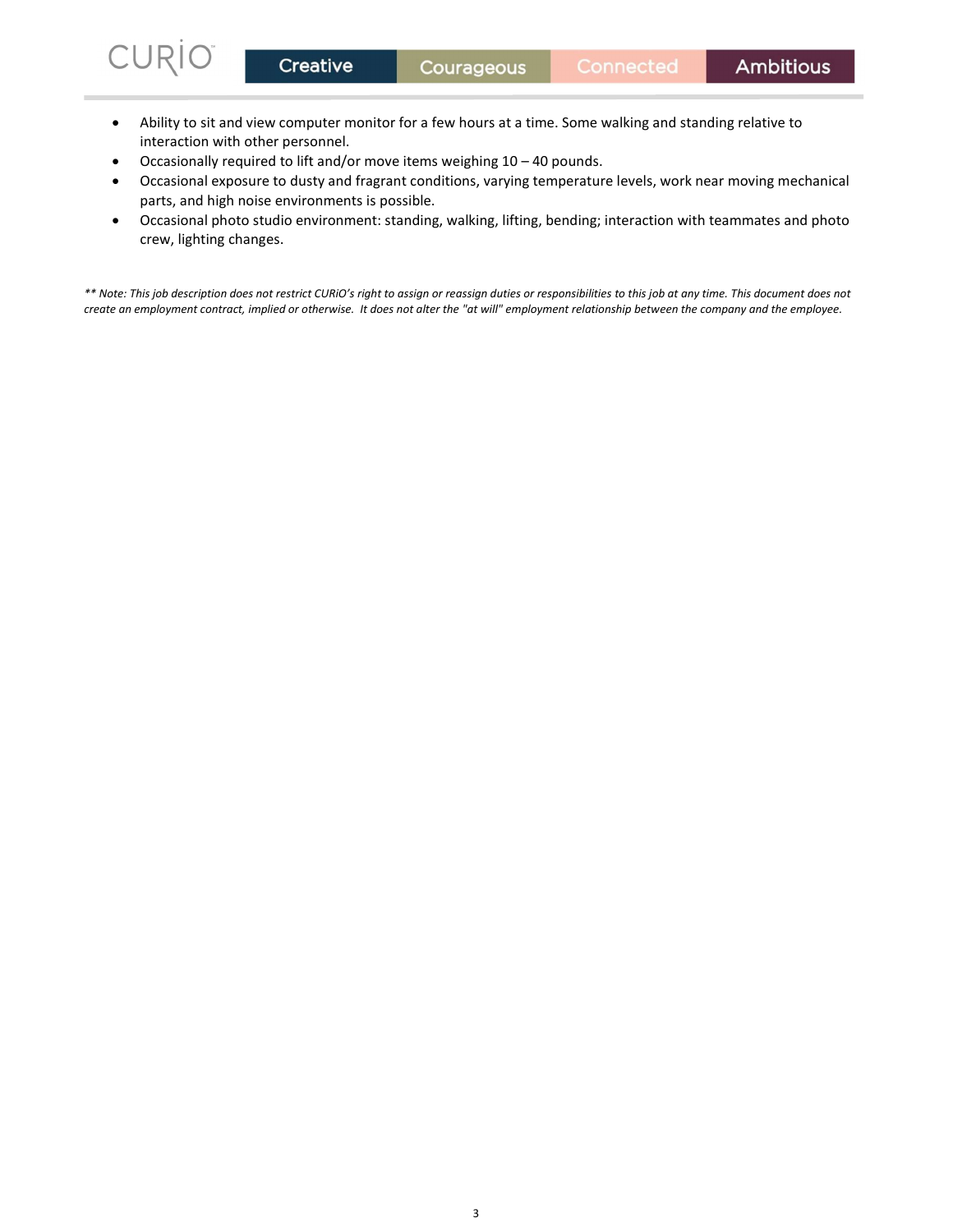- Ability to sit and view computer monitor for a few hours at a time. Some walking and standing relative to interaction with other personnel.
- Occasionally required to lift and/or move items weighing 10 – 40 pounds.
- Occasional exposure to dusty and fragrant conditions, varying temperature levels, work near moving mechanical parts, and high noise environments is possible.
- Occasional photo studio environment: standing, walking, lifting, bending; interaction with teammates and photo crew, lighting changes.

*** Note: This job description does not restrict CURiO's right to assign or reassign duties or responsibilities to this job at any time. This document does not create an employment contract, implied or otherwise. It does not alter the "at will" employment relationship between the company and the employee.*